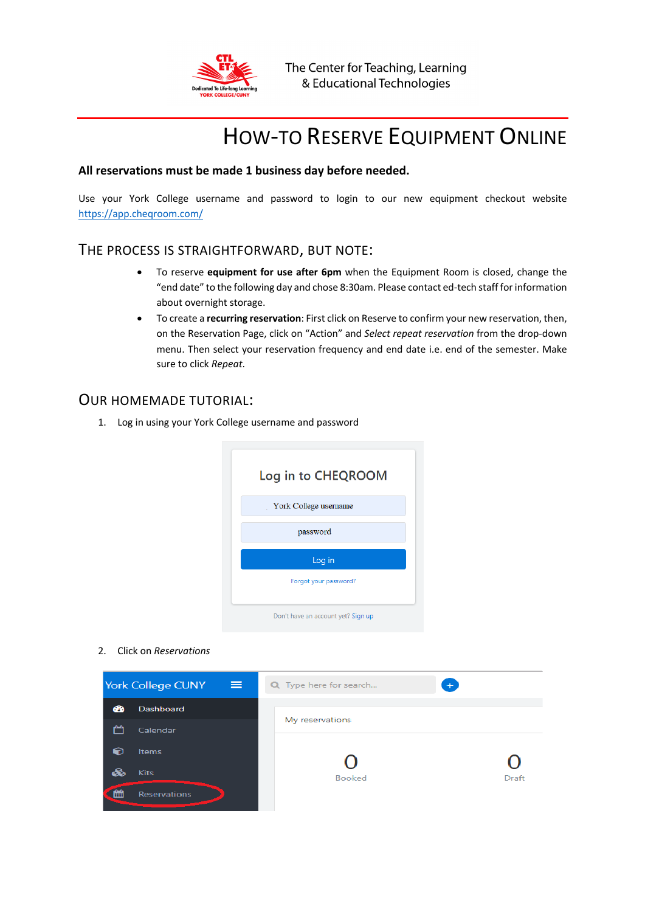The Center for Teaching, Learning & Educational Technologies

# HOW-TO RESERVE EQUIPMENT ONLINE

**All reservations must be made 1 business day before needed.**

Use your York College username and password to login to our new equipment checkout website https://app.cheqroom.com/

## THE PROCESS IS STRAIGHTFORWARD, BUT NOTE:

- To reserve **equipment for use after 6pm** when the Equipment Room is closed, change the "end date" to the following day and chose 8:30am. Please contact ed-tech staff for information about overnight storage.
- To create a **recurring reservation**: First click on Reserve to confirm your new reservation, then, on the Reservation Page, click on "Action" and *Select repeat reservation* from the drop-down menu. Then select your reservation frequency and end date i.e. end of the semester. Make sure to click *Repeat*.

## OUR HOMEMADE TUTORIAL:

1. Log in using your York College username and password

2. Click on *Reservations*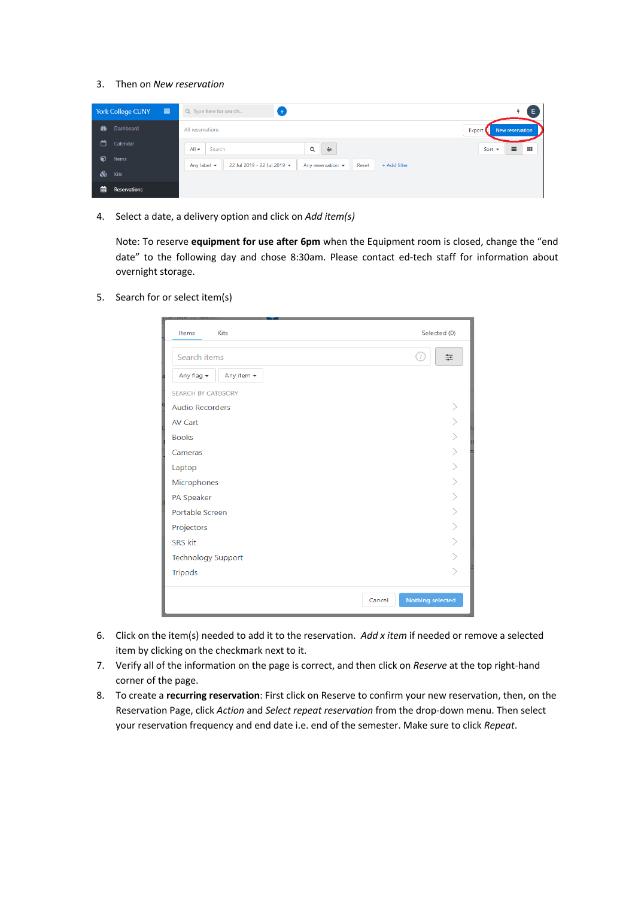3. Then on *New reservation*

4. Select a date, a delivery option and click on *Add item(s)*

   Note: To reserve **equipment for use after 6pm** when the Equipment room is closed, change the "end date" to the following day and chose 8:30am. Please contact ed-tech staff for information about overnight storage.

5. Search for or select item(s)

6. Click on the item(s) needed to add it to the reservation. *Add x item* if needed or remove a selected item by clicking on the checkmark next to it.
7. Verify all of the information on the page is correct, and then click on *Reserve* at the top right-hand corner of the page.
8. To create a **recurring reservation**: First click on Reserve to confirm your new reservation, then, on the Reservation Page, click *Action* and *Select repeat reservation* from the drop-down menu. Then select your reservation frequency and end date i.e. end of the semester. Make sure to click *Repeat*.